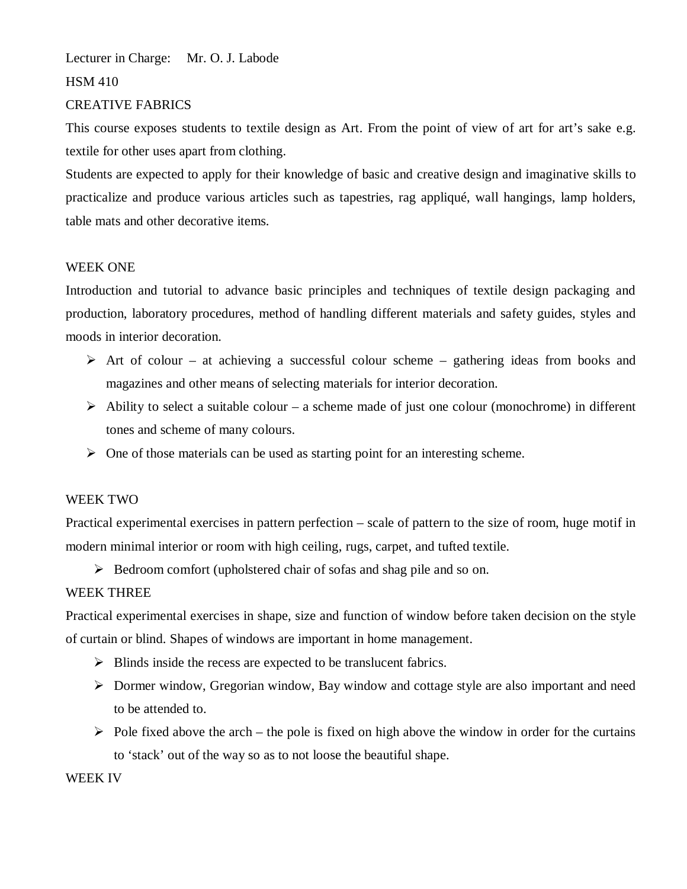Lecturer in Charge: Mr. O. J. Labode

HSM 410

CREATIVE FABRICS

This course exposes students to textile design as Art. From the point of view of art for art's sake e.g. textile for other uses apart from clothing.

Students are expected to apply for their knowledge of basic and creative design and imaginative skills to practicalize and produce various articles such as tapestries, rag appliqué, wall hangings, lamp holders, table mats and other decorative items.

WEEK ONE

Introduction and tutorial to advance basic principles and techniques of textile design packaging and production, laboratory procedures, method of handling different materials and safety guides, styles and moods in interior decoration.

- Art of colour – at achieving a successful colour scheme – gathering ideas from books and magazines and other means of selecting materials for interior decoration.
- Ability to select a suitable colour – a scheme made of just one colour (monochrome) in different tones and scheme of many colours.
- One of those materials can be used as starting point for an interesting scheme.

WEEK TWO

Practical experimental exercises in pattern perfection – scale of pattern to the size of room, huge motif in modern minimal interior or room with high ceiling, rugs, carpet, and tufted textile.

- Bedroom comfort (upholstered chair of sofas and shag pile and so on.

WEEK THREE

Practical experimental exercises in shape, size and function of window before taken decision on the style of curtain or blind. Shapes of windows are important in home management.

- Blinds inside the recess are expected to be translucent fabrics.
- Dormer window, Gregorian window, Bay window and cottage style are also important and need to be attended to.
- Pole fixed above the arch – the pole is fixed on high above the window in order for the curtains to 'stack' out of the way so as to not loose the beautiful shape.

WEEK IV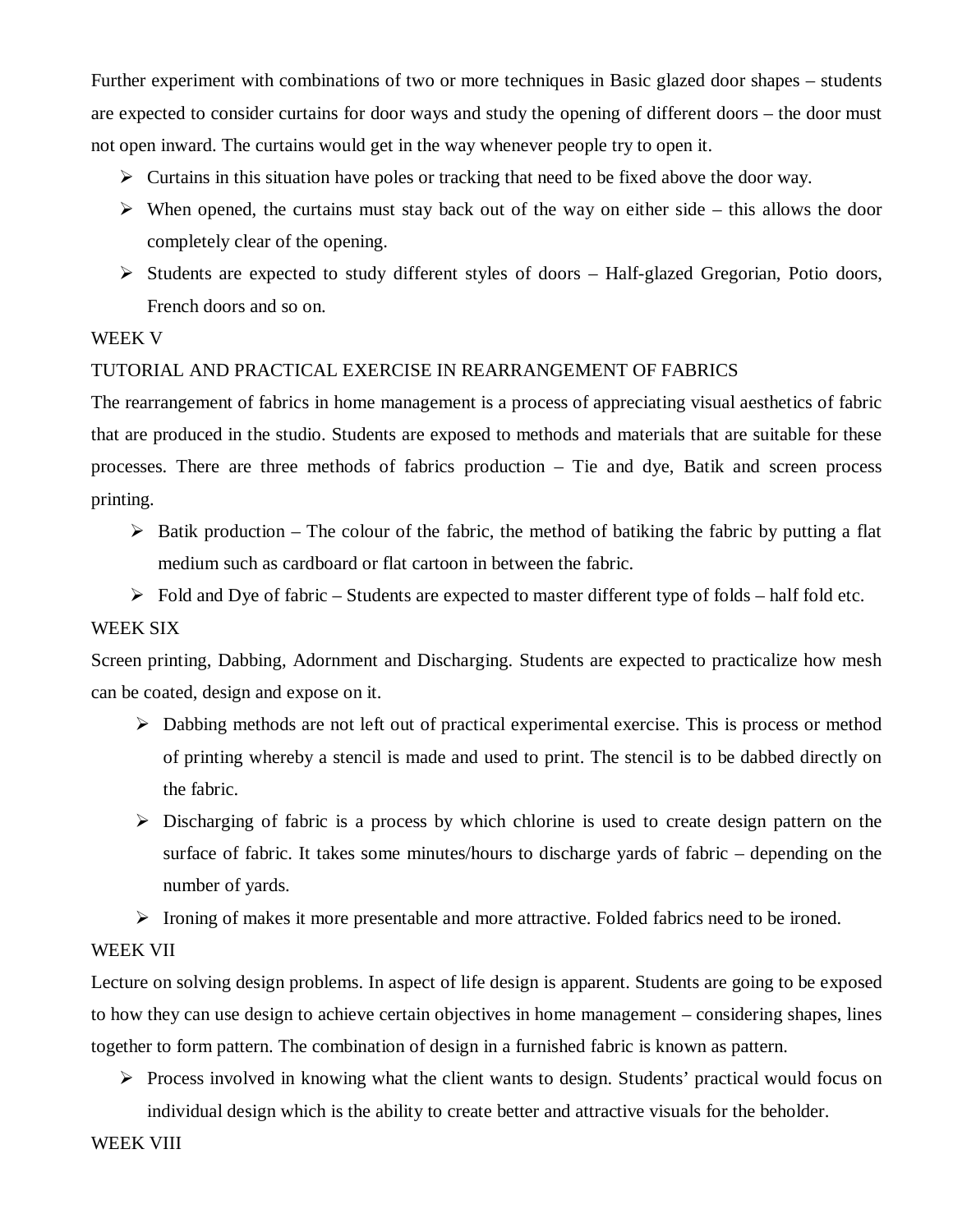Further experiment with combinations of two or more techniques in Basic glazed door shapes – students are expected to consider curtains for door ways and study the opening of different doors – the door must not open inward. The curtains would get in the way whenever people try to open it.

- Curtains in this situation have poles or tracking that need to be fixed above the door way.
- When opened, the curtains must stay back out of the way on either side – this allows the door completely clear of the opening.
- Students are expected to study different styles of doors – Half-glazed Gregorian, Potio doors, French doors and so on.

WEEK V

TUTORIAL AND PRACTICAL EXERCISE IN REARRANGEMENT OF FABRICS

The rearrangement of fabrics in home management is a process of appreciating visual aesthetics of fabric that are produced in the studio. Students are exposed to methods and materials that are suitable for these processes. There are three methods of fabrics production – Tie and dye, Batik and screen process printing.

- Batik production – The colour of the fabric, the method of batiking the fabric by putting a flat medium such as cardboard or flat cartoon in between the fabric.
- Fold and Dye of fabric – Students are expected to master different type of folds – half fold etc.

WEEK SIX

Screen printing, Dabbing, Adornment and Discharging. Students are expected to practicalize how mesh can be coated, design and expose on it.

- Dabbing methods are not left out of practical experimental exercise. This is process or method of printing whereby a stencil is made and used to print. The stencil is to be dabbed directly on the fabric.
- Discharging of fabric is a process by which chlorine is used to create design pattern on the surface of fabric. It takes some minutes/hours to discharge yards of fabric – depending on the number of yards.
- Ironing of makes it more presentable and more attractive. Folded fabrics need to be ironed.

WEEK VII

Lecture on solving design problems. In aspect of life design is apparent. Students are going to be exposed to how they can use design to achieve certain objectives in home management – considering shapes, lines together to form pattern. The combination of design in a furnished fabric is known as pattern.

- Process involved in knowing what the client wants to design. Students' practical would focus on individual design which is the ability to create better and attractive visuals for the beholder.

WEEK VIII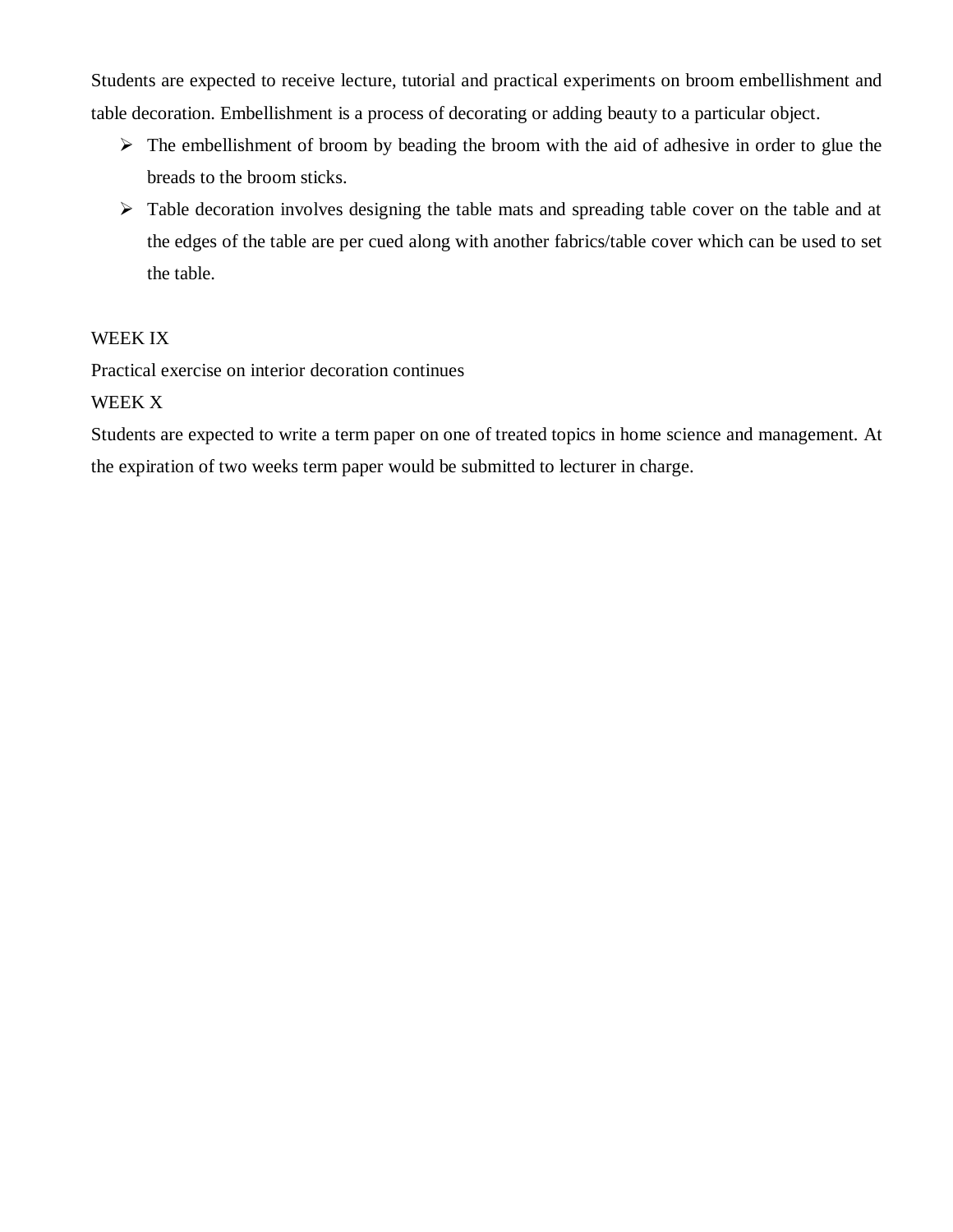Students are expected to receive lecture, tutorial and practical experiments on broom embellishment and table decoration. Embellishment is a process of decorating or adding beauty to a particular object.

- The embellishment of broom by beading the broom with the aid of adhesive in order to glue the breads to the broom sticks.
- Table decoration involves designing the table mats and spreading table cover on the table and at the edges of the table are per cued along with another fabrics/table cover which can be used to set the table.

WEEK IX

Practical exercise on interior decoration continues

WEEK X

Students are expected to write a term paper on one of treated topics in home science and management. At the expiration of two weeks term paper would be submitted to lecturer in charge.